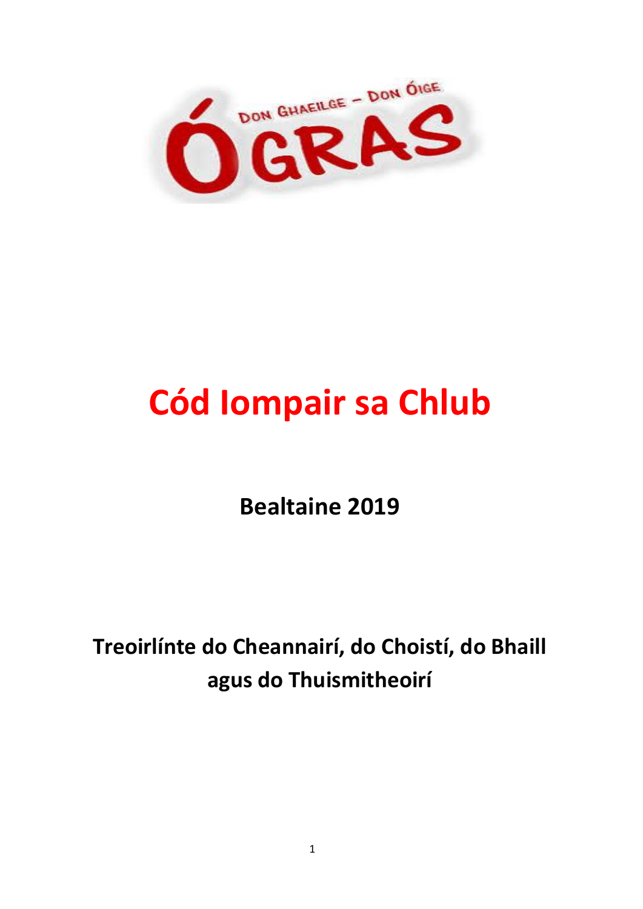# Cód Iompair sa Chlub

**Bealtaine 2019**

**Treoirlínte do Cheannairí, do Choistí, do Bhaill agus do Thuismitheoirí**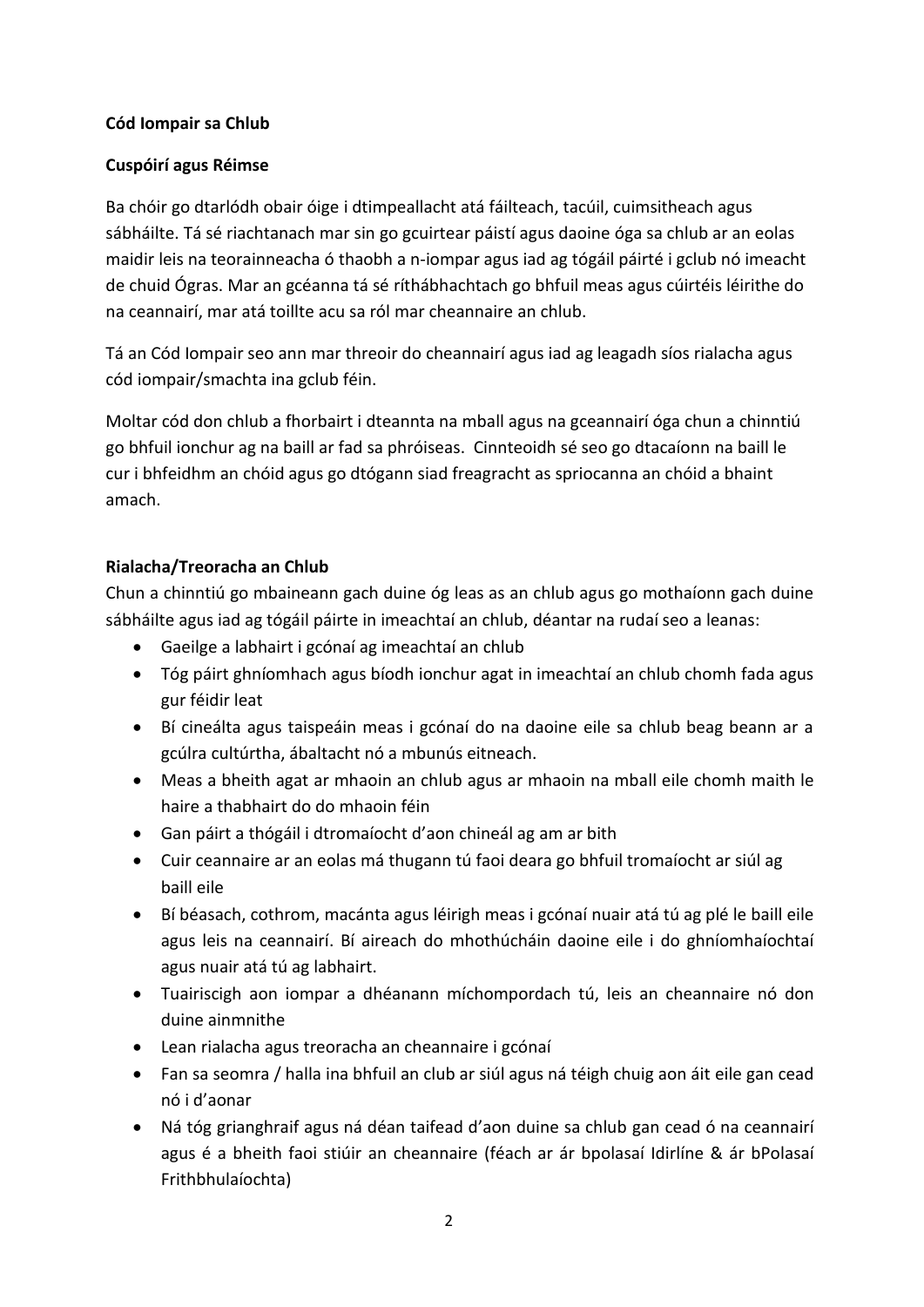**Cód Iompair sa Chlub**

**Cuspóirí agus Réimse**

Ba chóir go dtarlódh obair óige i dtimpeallacht atá fáilteach, tacúil, cuimsitheach agus sábháilte. Tá sé riachtanach mar sin go gcuirtear páistí agus daoine óga sa chlub ar an eolas maidir leis na teorainneacha ó thaobh a n-iompar agus iad ag tógáil páirté i gclub nó imeacht de chuid Ógras. Mar an gcéanna tá sé ríthábhachtach go bhfuil meas agus cúirtéis léirithe do na ceannairí, mar atá toillte acu sa ról mar cheannaire an chlub.

Tá an Cód Iompair seo ann mar threoir do cheannairí agus iad ag leagadh síos rialacha agus cód iompair/smachta ina gclub féin.

Moltar cód don chlub a fhorbairt i dteannta na mball agus na gceannairí óga chun a chinntiú go bhfuil ionchur ag na baill ar fad sa phróiseas. Cinnteoidh sé seo go dtacaíonn na baill le cur i bhfeidhm an chóid agus go dtógann siad freagracht as spriocanna an chóid a bhaint amach.

**Rialacha/Treoracha an Chlub**

Chun a chinntiú go mbaineann gach duine óg leas as an chlub agus go mothaíonn gach duine sábháilte agus iad ag tógáil páirte in imeachtaí an chlub, déantar na rudaí seo a leanas:

- Gaeilge a labhairt i gcónaí ag imeachtaí an chlub
- Tóg páirt ghníomhach agus bíodh ionchur agat in imeachtaí an chlub chomh fada agus gur féidir leat
- Bí cineálta agus taispeáin meas i gcónaí do na daoine eile sa chlub beag beann ar a gcúlra cultúrtha, ábaltacht nó a mbunús eitneach.
- Meas a bheith agat ar mhaoin an chlub agus ar mhaoin na mball eile chomh maith le haire a thabhairt do do mhaoin féin
- Gan páirt a thógáil i dtromaíocht d'aon chineál ag am ar bith
- Cuir ceannaire ar an eolas má thugann tú faoi deara go bhfuil tromaíocht ar siúl ag baill eile
- Bí béasach, cothrom, macánta agus léirigh meas i gcónaí nuair atá tú ag plé le baill eile agus leis na ceannairí. Bí aireach do mhothúcháin daoine eile i do ghníomhaíochtaí agus nuair atá tú ag labhairt.
- Tuairiscigh aon iompar a dhéanann míchompordach tú, leis an cheannaire nó don duine ainmnithe
- Lean rialacha agus treoracha an cheannaire i gcónaí
- Fan sa seomra / halla ina bhfuil an club ar siúl agus ná téigh chuig aon áit eile gan cead nó i d'aonar
- Ná tóg grianghraif agus ná déan taifead d'aon duine sa chlub gan cead ó na ceannairí agus é a bheith faoi stiúir an cheannaire (féach ar ár bpolasaí Idirlíne & ár bPolasaí Frithbhulaíochta)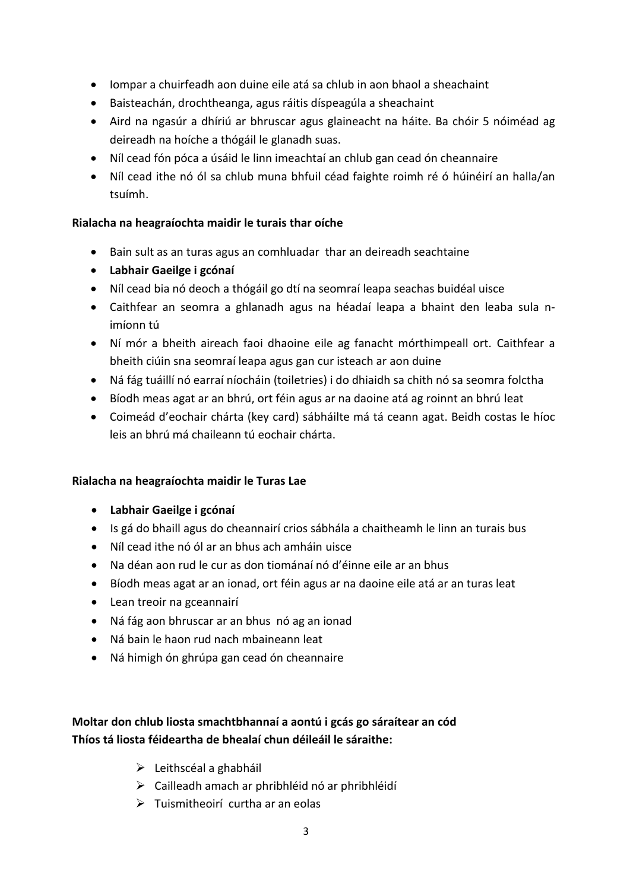- Iompar a chuirfeadh aon duine eile atá sa chlub in aon bhaol a sheachaint
- Baisteachán, drochtheanga, agus ráitis díspeagúla a sheachaint
- Aird na ngasúr a dhíriú ar bhruscar agus glaineacht na háite. Ba chóir 5 nóiméad ag deireadh na hoíche a thógáil le glanadh suas.
- Níl cead fón póca a úsáid le linn imeachtaí an chlub gan cead ón cheannaire
- Níl cead ithe nó ól sa chlub muna bhfuil céad faighte roimh ré ó húinéirí an halla/an tsuímh.

**Rialacha na heagraíochta maidir le turais thar oíche**

- Bain sult as an turas agus an comhluadar thar an deireadh seachtaine
- **Labhair Gaeilge i gcónaí**
- Níl cead bia nó deoch a thógáil go dtí na seomraí leapa seachas buidéal uisce
- Caithfear an seomra a ghlanadh agus na héadaí leapa a bhaint den leaba sula n-imíonn tú
- Ní mór a bheith aireach faoi dhaoine eile ag fanacht mórthimpeall ort. Caithfear a bheith ciúin sna seomraí leapa agus gan cur isteach ar aon duine
- Ná fág tuáillí nó earraí níocháin (toiletries) i do dhiaidh sa chith nó sa seomra folctha
- Bíodh meas agat ar an bhrú, ort féin agus ar na daoine atá ag roinnt an bhrú leat
- Coimeád d'eochair chárta (key card) sábháilte má tá ceann agat. Beidh costas le híoc leis an bhrú má chaileann tú eochair chárta.

**Rialacha na heagraíochta maidir le Turas Lae**

- **Labhair Gaeilge i gcónaí**
- Is gá do bhaill agus do cheannairí crios sábhála a chaitheamh le linn an turais bus
- Níl cead ithe nó ól ar an bhus ach amháin uisce
- Na déan aon rud le cur as don tiománaí nó d'éinne eile ar an bhus
- Bíodh meas agat ar an ionad, ort féin agus ar na daoine eile atá ar an turas leat
- Lean treoir na gceannairí
- Ná fág aon bhruscar ar an bhus nó ag an ionad
- Ná bain le haon rud nach mbaineann leat
- Ná himigh ón ghrúpa gan cead ón cheannaire

**Moltar don chlub liosta smachtbhannaí a aontú i gcás go sáraítear an cód**
**Thíos tá liosta féideartha de bhealaí chun déileáil le sáraithe:**

- Leithscéal a ghabháil
- Cailleadh amach ar phribhléid nó ar phribhléidí
- Tuismitheoirí curtha ar an eolas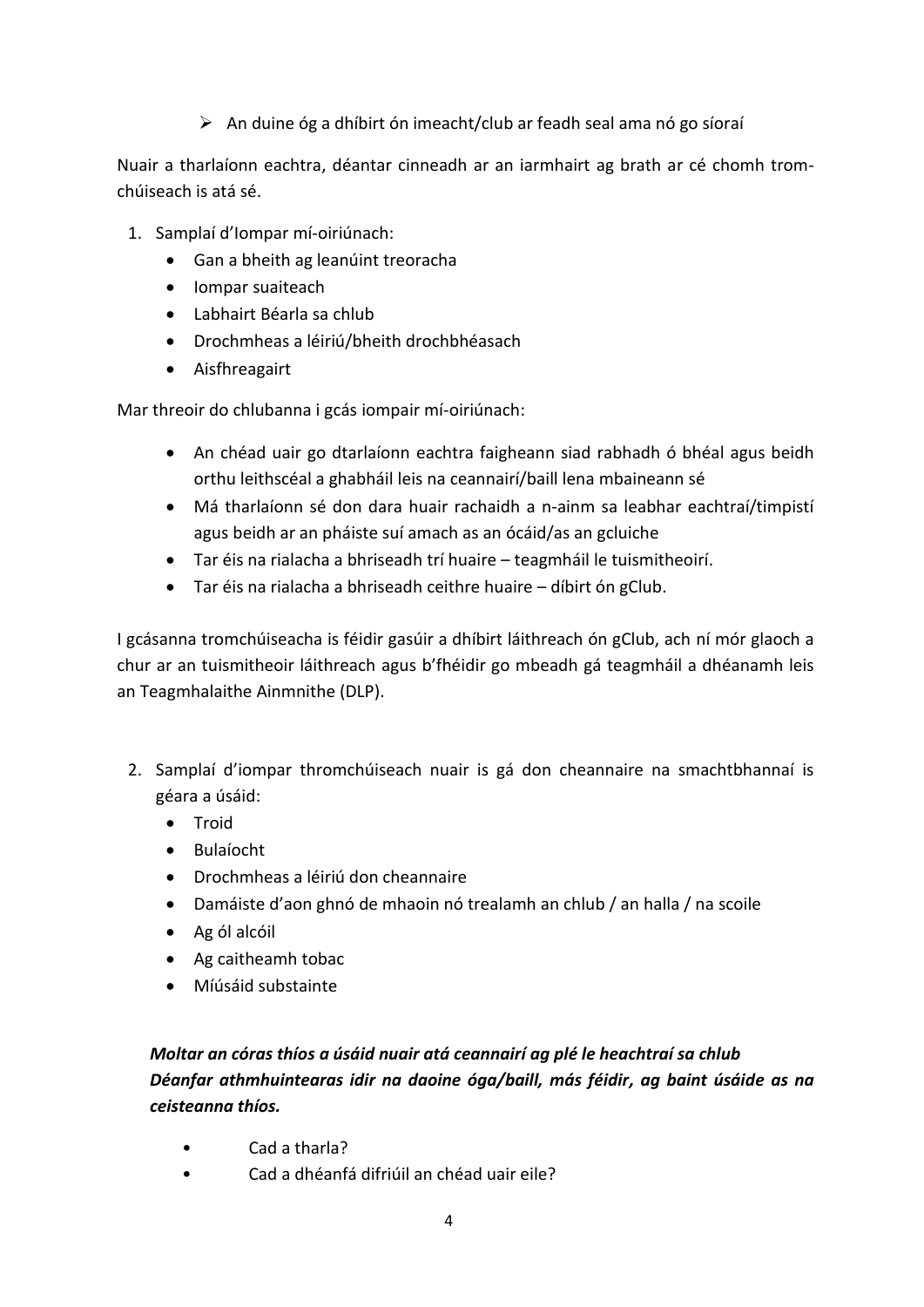- An duine óg a dhíbirt ón imeacht/club ar feadh seal ama nó go síoraí

Nuair a tharlaíonn eachtra, déantar cinneadh ar an iarmhairt ag brath ar cé chomh tromchúiseach is atá sé.

1. Samplaí d'Iompar mí-oiriúnach:
   - Gan a bheith ag leanúint treoracha
   - Iompar suaiteach
   - Labhairt Béarla sa chlub
   - Drochmheas a léiriú/bheith drochbhéasach
   - Aisfhreagairt

Mar threoir do chlubanna i gcás iompair mí-oiriúnach:

- An chéad uair go dtarlaíonn eachtra faigheann siad rabhadh ó bhéal agus beidh orthu leithscéal a ghabháil leis na ceannairí/baill lena mbaineann sé
- Má tharlaíonn sé don dara huair rachaidh a n-ainm sa leabhar eachtraí/timpistí agus beidh ar an pháiste suí amach as an ócáid/as an gcluiche
- Tar éis na rialacha a bhriseadh trí huaire – teagmháil le tuismitheoirí.
- Tar éis na rialacha a bhriseadh ceithre huaire – díbirt ón gClub.

I gcásanna tromchúiseacha is féidir gasúir a dhíbirt láithreach ón gClub, ach ní mór glaoch a chur ar an tuismitheoir láithreach agus b'fhéidir go mbeadh gá teagmháil a dhéanamh leis an Teagmhalaithe Ainmnithe (DLP).

2. Samplaí d'iompar thromchúiseach nuair is gá don cheannaire na smachtbhannaí is géara a úsáid:
   - Troid
   - Bulaíocht
   - Drochmheas a léiriú don cheannaire
   - Damáiste d'aon ghnó de mhaoin nó trealamh an chlub / an halla / na scoile
   - Ag ól alcóil
   - Ag caitheamh tobac
   - Míúsáid substainte

***Moltar an córas thíos a úsáid nuair atá ceannairí ag plé le heachtraí sa chlub Déanfar athmhuintearas idir na daoine óga/baill, más féidir, ag baint úsáide as na ceisteanna thíos.***

- Cad a tharla?
- Cad a dhéanfá difriúil an chéad uair eile?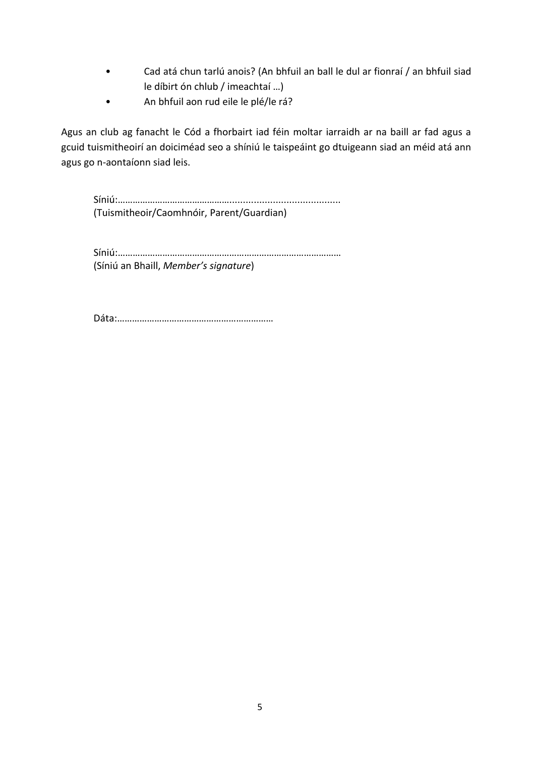- Cad atá chun tarlú anois? (An bhfuil an ball le dul ar fionraí / an bhfuil siad le díbirt ón chlub / imeachtaí …)
- An bhfuil aon rud eile le plé/le rá?

Agus an club ag fanacht le Cód a fhorbairt iad féin moltar iarraidh ar na baill ar fad agus a gcuid tuismitheoirí an doiciméad seo a shíniú le taispeáint go dtuigeann siad an méid atá ann agus go n-aontaíonn siad leis.

Síniú:…………………………………………........................................
(Tuismitheoir/Caomhnóir, Parent/Guardian)

Síniú:………………………………………………………………………………
(Síniú an Bhaill, *Member's signature*)

Dáta:………………………………………………………